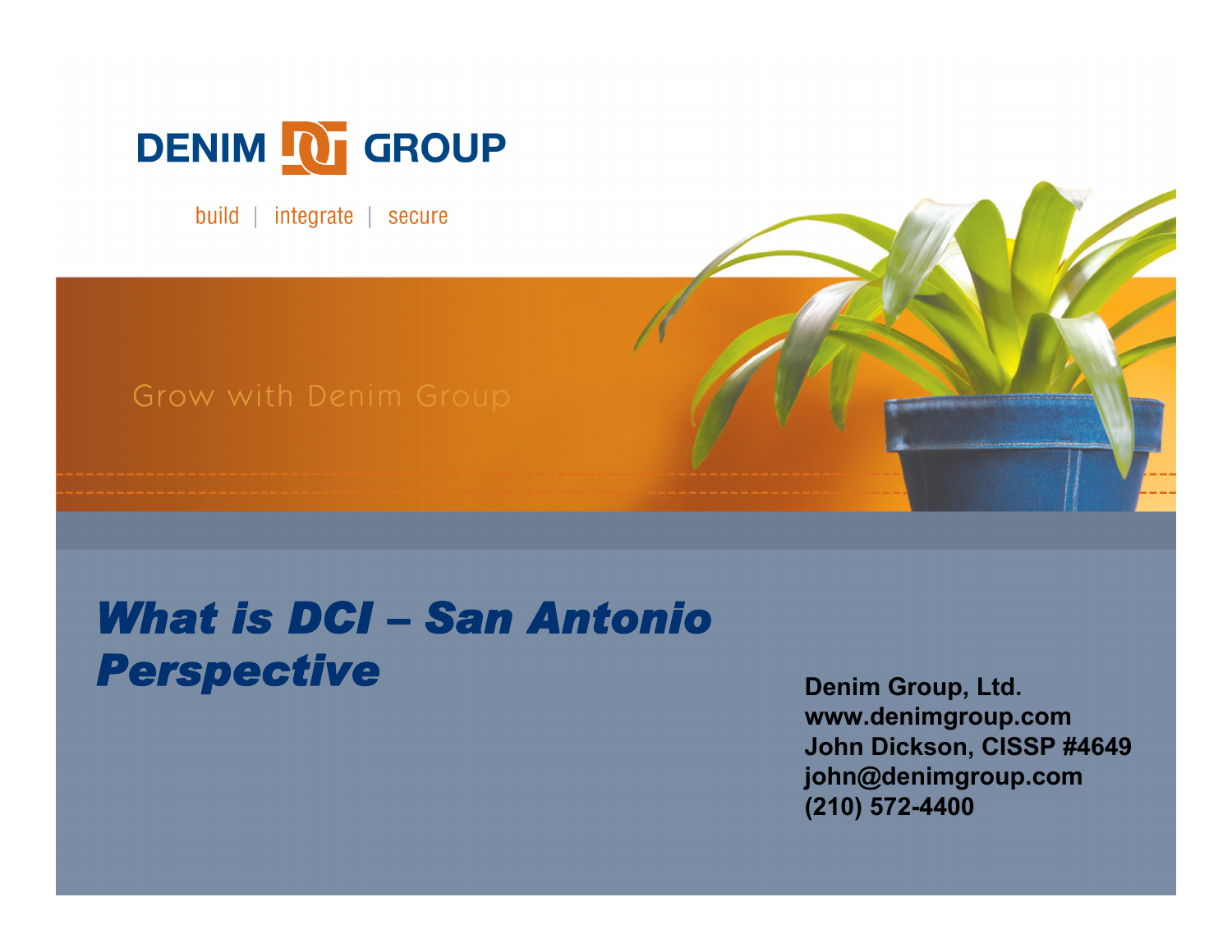DENIM GROUP

build | integrate | secure

Grow with Denim Group

# *What is DCI – San Antonio Perspective*

**Denim Group, Ltd.**
**www.denimgroup.com**
**John Dickson, CISSP #4649**
**john@denimgroup.com**
**(210) 572-4400**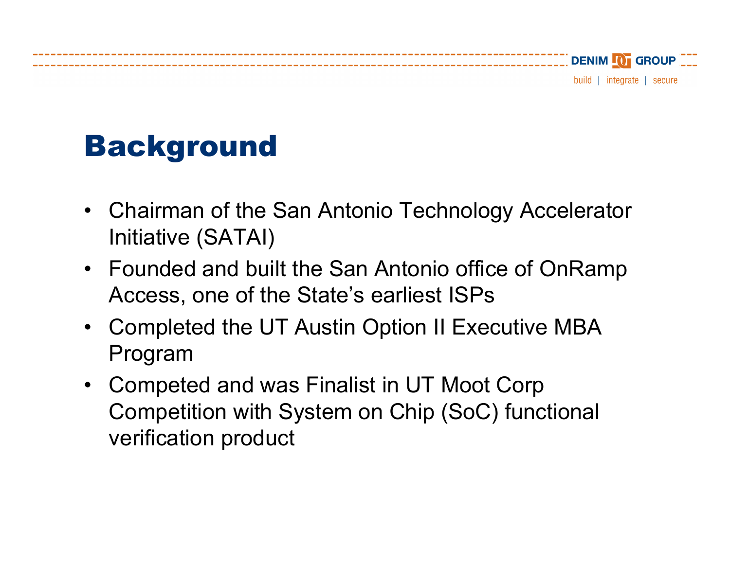# Background

- Chairman of the San Antonio Technology Accelerator Initiative (SATAI)
- Founded and built the San Antonio office of OnRamp Access, one of the State's earliest ISPs
- Completed the UT Austin Option II Executive MBA Program
- Competed and was Finalist in UT Moot Corp Competition with System on Chip (SoC) functional verification product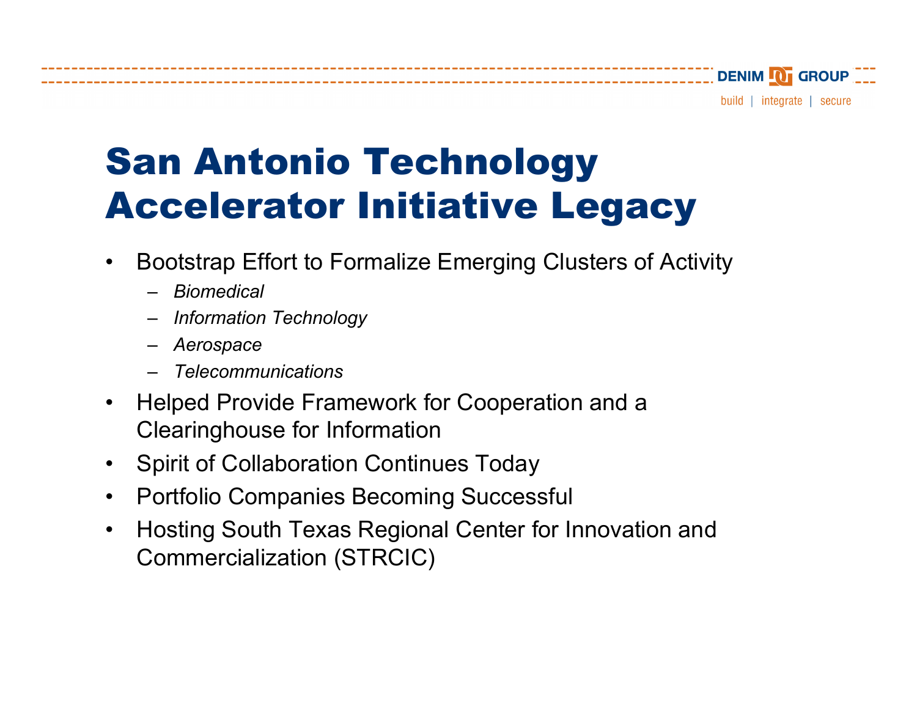# San Antonio Technology Accelerator Initiative Legacy

- Bootstrap Effort to Formalize Emerging Clusters of Activity
  - *Biomedical*
  - *Information Technology*
  - *Aerospace*
  - *Telecommunications*
- Helped Provide Framework for Cooperation and a Clearinghouse for Information
- Spirit of Collaboration Continues Today
- Portfolio Companies Becoming Successful
- Hosting South Texas Regional Center for Innovation and Commercialization (STRCIC)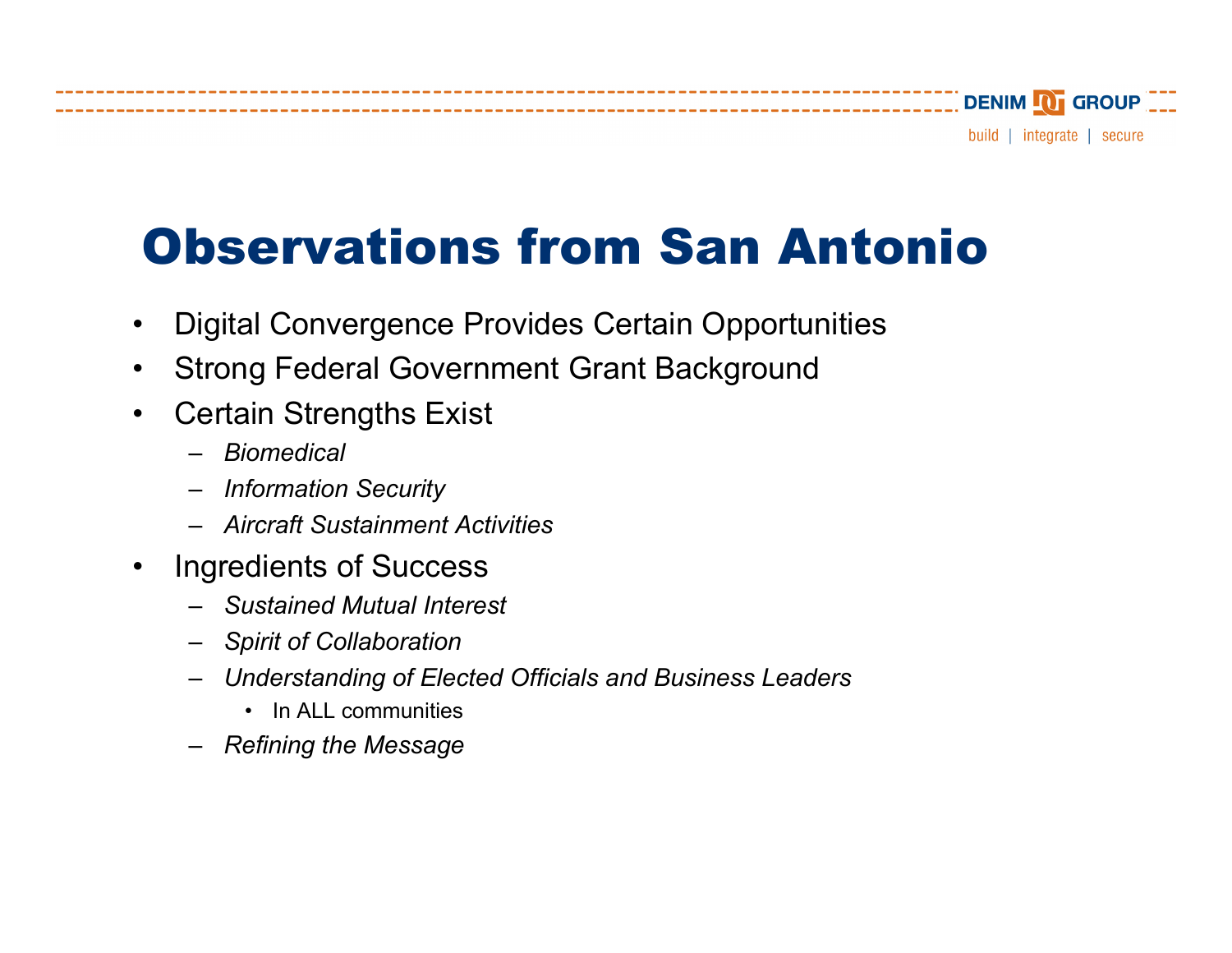# Observations from San Antonio

- Digital Convergence Provides Certain Opportunities
- Strong Federal Government Grant Background
- Certain Strengths Exist
  - *Biomedical*
  - *Information Security*
  - *Aircraft Sustainment Activities*
- Ingredients of Success
  - *Sustained Mutual Interest*
  - *Spirit of Collaboration*
  - *Understanding of Elected Officials and Business Leaders*
    - In ALL communities
  - *Refining the Message*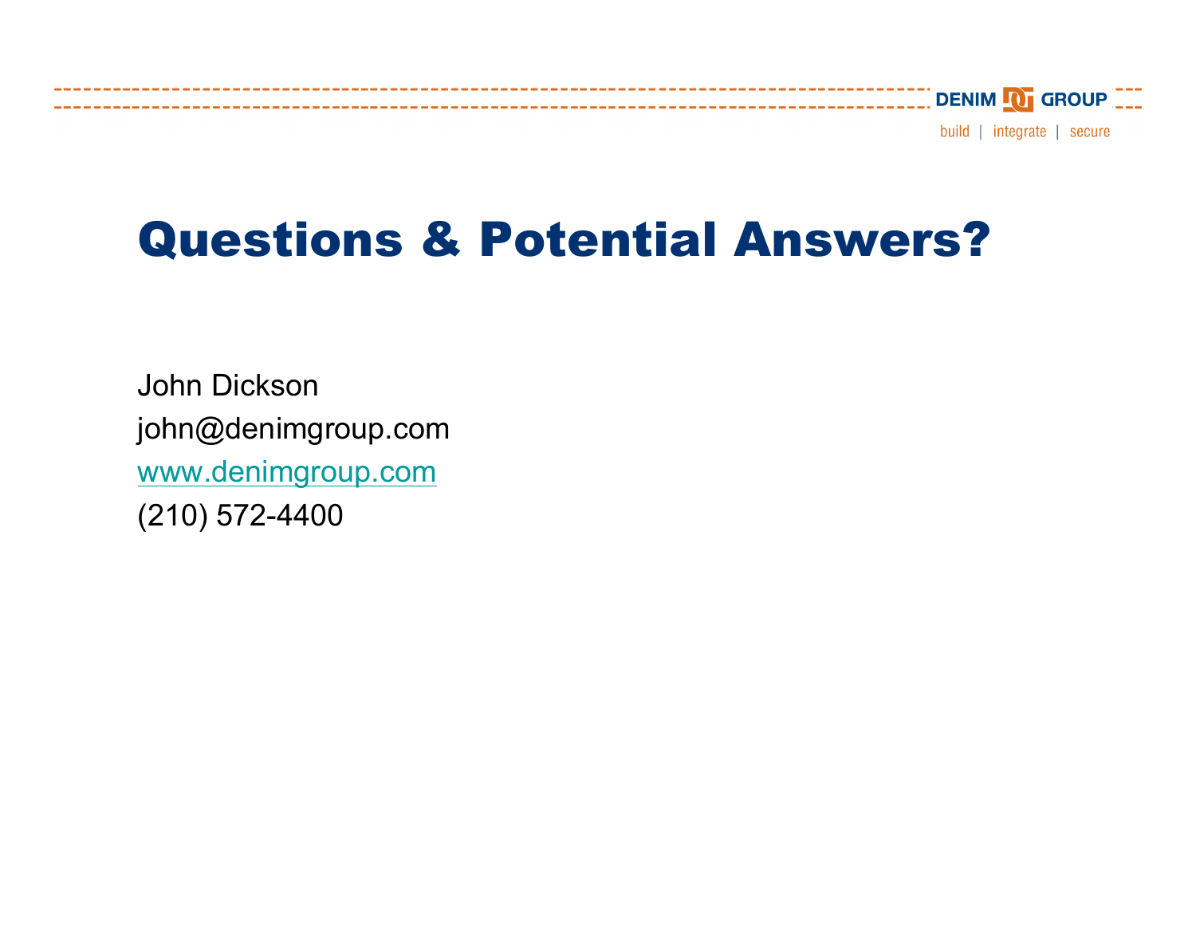# Questions & Potential Answers?

John Dickson
john@denimgroup.com
www.denimgroup.com
(210) 572-4400